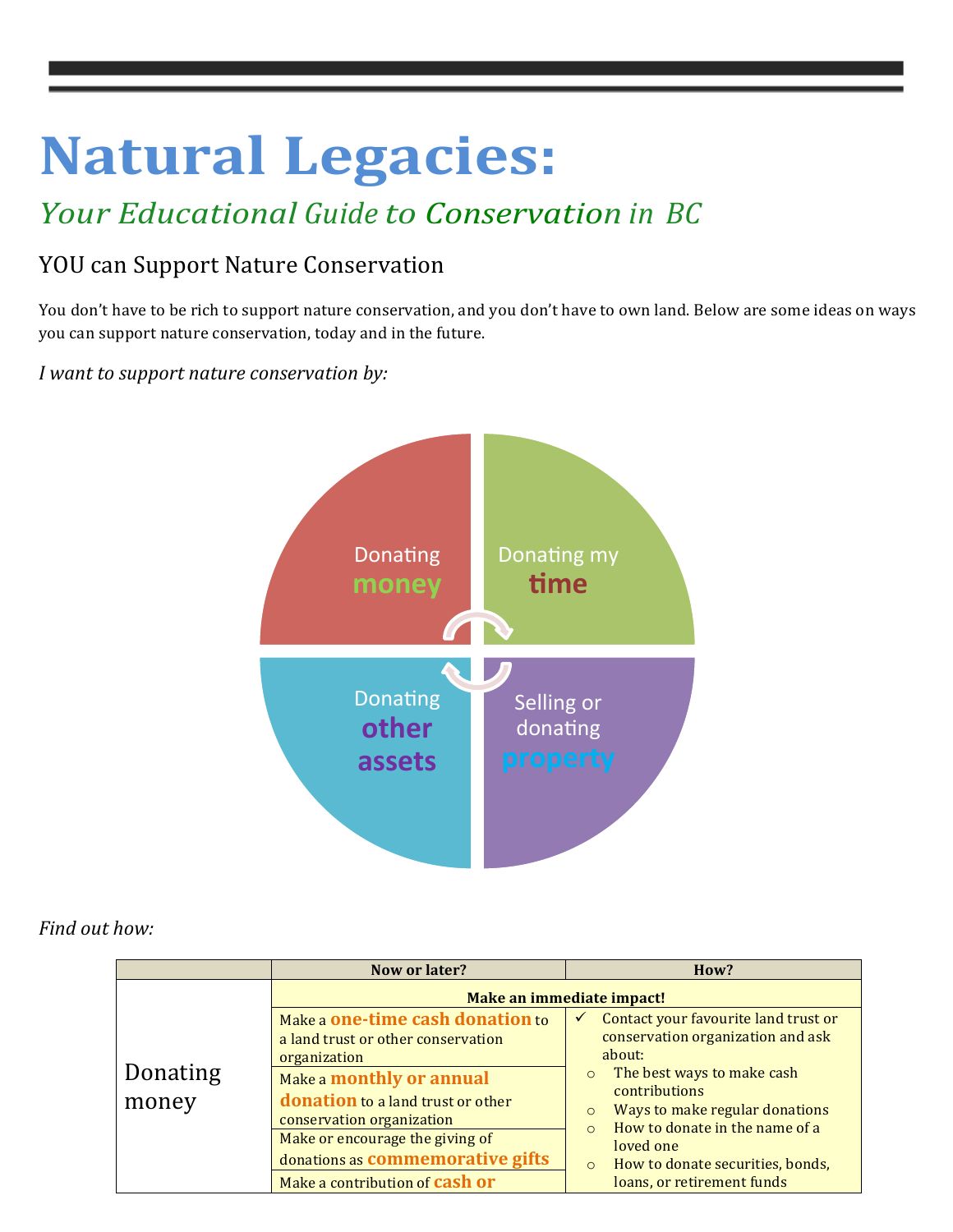# Natural Legacies:

## *Your Educational Guide to Conservation in BC*

### YOU can Support Nature Conservation

You don't have to be rich to support nature conservation, and you don't have to own land. Below are some ideas on ways you can support nature conservation, today and in the future.

*I want to support nature conservation by:*

- Donating **money**
- Donating my **time**
- Donating **other assets**
- Selling or donating **property**

*Find out how:*

| | Now or later? | How? |
|---|---|---|
| Donating money | **Make an immediate impact!** | |
| | Make a **one-time cash donation** to a land trust or other conservation organization | ✓ Contact your favourite land trust or conservation organization and ask about:<br>○ The best ways to make cash contributions<br>○ Ways to make regular donations<br>○ How to donate in the name of a loved one<br>○ How to donate securities, bonds, loans, or retirement funds |
| | Make a **monthly or annual donation** to a land trust or other conservation organization | |
| | Make or encourage the giving of donations as **commemorative gifts** | |
| | Make a contribution of **cash or** | |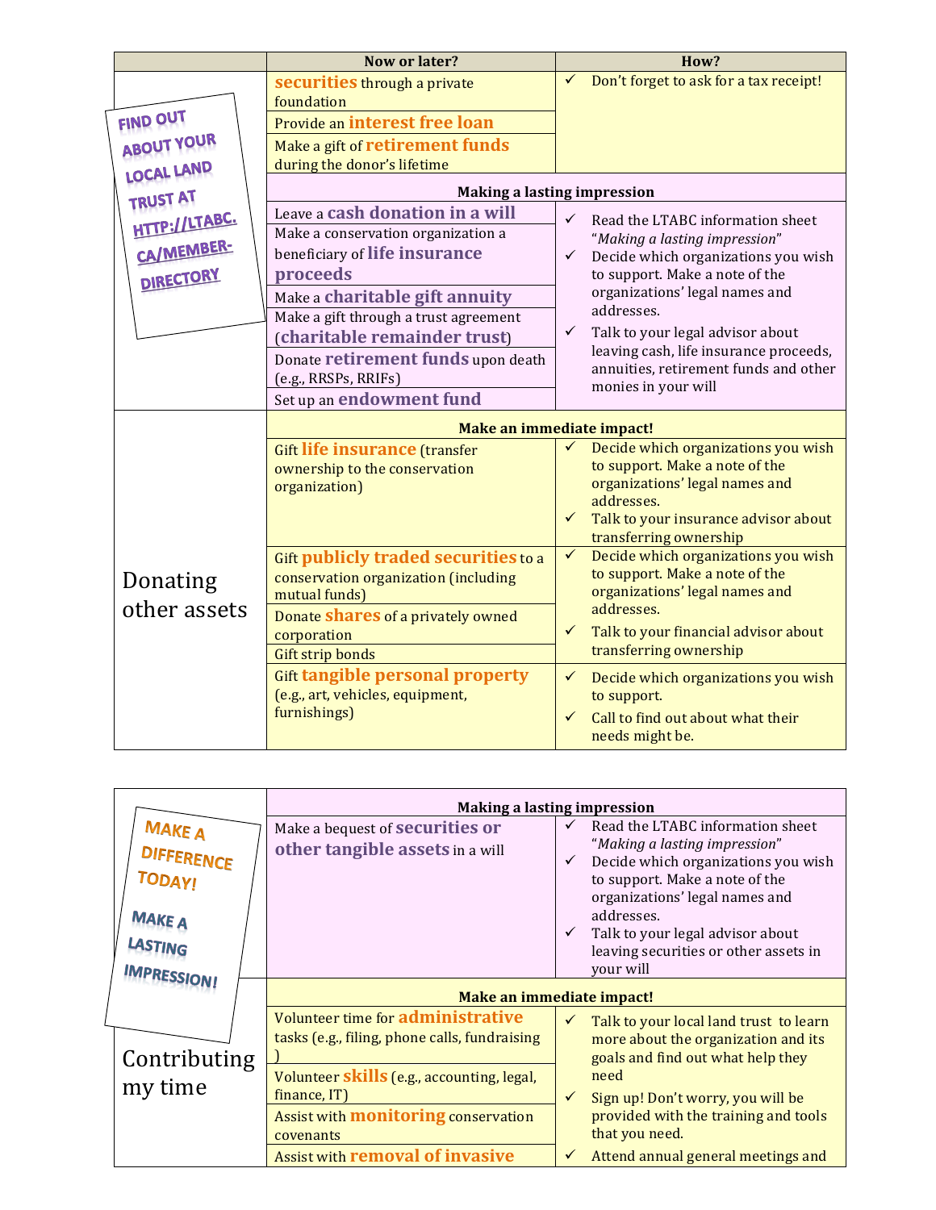| | Now or later? | How? |
|---|---|---|
| | **securities** through a private foundation | ✓ Don't forget to ask for a tax receipt! |
| | Provide an **interest free loan** | |
| | Make a gift of **retirement funds** during the donor's lifetime | |
| | **Making a lasting impression** | |
| | Leave a **cash donation in a will** | ✓ Read the LTABC information sheet "*Making a lasting impression*"<br>✓ Decide which organizations you wish to support. Make a note of the organizations' legal names and addresses.<br>✓ Talk to your legal advisor about leaving cash, life insurance proceeds, annuities, retirement funds and other monies in your will |
| | Make a conservation organization a beneficiary of **life insurance proceeds** | |
| | Make a **charitable gift annuity** | |
| | Make a gift through a trust agreement (**charitable remainder trust**) | |
| | Donate **retirement funds** upon death (e.g., RRSPs, RRIFs) | |
| | Set up an **endowment fund** | |
| Donating other assets | **Make an immediate impact!** | |
| | Gift **life insurance** (transfer ownership to the conservation organization) | ✓ Decide which organizations you wish to support. Make a note of the organizations' legal names and addresses.<br>✓ Talk to your insurance advisor about transferring ownership |
| | Gift **publicly traded securities** to a conservation organization (including mutual funds) | ✓ Decide which organizations you wish to support. Make a note of the organizations' legal names and addresses.<br>✓ Talk to your financial advisor about transferring ownership |
| | Donate **shares** of a privately owned corporation | |
| | Gift strip bonds | |
| | Gift **tangible personal property** (e.g., art, vehicles, equipment, furnishings) | ✓ Decide which organizations you wish to support.<br>✓ Call to find out about what their needs might be. |

FIND OUT ABOUT YOUR LOCAL LAND TRUST AT HTTP://LTABC.CA/MEMBER-DIRECTORY

| | | |
|---|---|---|
| | **Making a lasting impression** | |
| | Make a bequest of **securities or other tangible assets** in a will | ✓ Read the LTABC information sheet "*Making a lasting impression*"<br>✓ Decide which organizations you wish to support. Make a note of the organizations' legal names and addresses.<br>✓ Talk to your legal advisor about leaving securities or other assets in your will |
| Contributing my time | **Make an immediate impact!** | |
| | Volunteer time for **administrative** tasks (e.g., filing, phone calls, fundraising ) | ✓ Talk to your local land trust to learn more about the organization and its goals and find out what help they need<br>✓ Sign up! Don't worry, you will be provided with the training and tools that you need.<br>✓ Attend annual general meetings and |
| | Volunteer **skills** (e.g., accounting, legal, finance, IT) | |
| | Assist with **monitoring** conservation covenants | |
| | Assist with **removal of invasive** | |

MAKE A DIFFERENCE TODAY!

MAKE A LASTING IMPRESSION!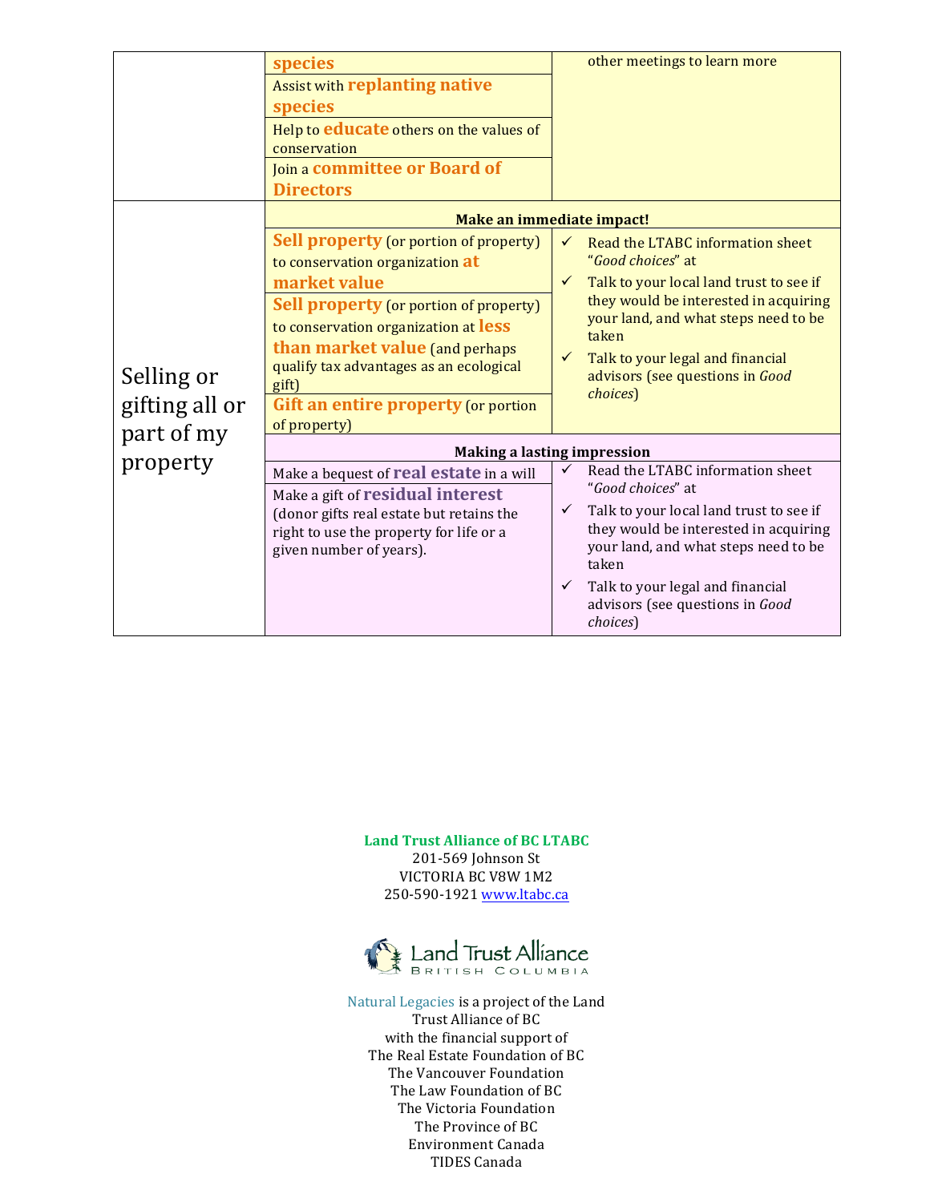| | | |
|---|---|---|
| | **species** | other meetings to learn more |
| | Assist with **replanting native species** | |
| | Help to **educate** others on the values of conservation | |
| | Join a **committee or Board of Directors** | |
| Selling or gifting all or part of my property | **Make an immediate impact!** | |
| | **Sell property** (or portion of property) to conservation organization **at market value** | ✓ Read the LTABC information sheet "*Good choices*" at<br>✓ Talk to your local land trust to see if they would be interested in acquiring your land, and what steps need to be taken<br>✓ Talk to your legal and financial advisors (see questions in *Good choices*) |
| | **Sell property** (or portion of property) to conservation organization at **less than market value** (and perhaps qualify tax advantages as an ecological gift) | |
| | **Gift an entire property** (or portion of property) | |
| | **Making a lasting impression** | |
| | Make a bequest of **real estate** in a will | ✓ Read the LTABC information sheet "*Good choices*" at<br>✓ Talk to your local land trust to see if they would be interested in acquiring your land, and what steps need to be taken<br>✓ Talk to your legal and financial advisors (see questions in *Good choices*) |
| | Make a gift of **residual interest** (donor gifts real estate but retains the right to use the property for life or a given number of years). | |

**Land Trust Alliance of BC LTABC**
201-569 Johnson St
VICTORIA BC V8W 1M2
250-590-1921 www.ltabc.ca

Land Trust Alliance
BRITISH COLUMBIA

Natural Legacies is a project of the Land Trust Alliance of BC
with the financial support of
The Real Estate Foundation of BC
The Vancouver Foundation
The Law Foundation of BC
The Victoria Foundation
The Province of BC
Environment Canada
TIDES Canada